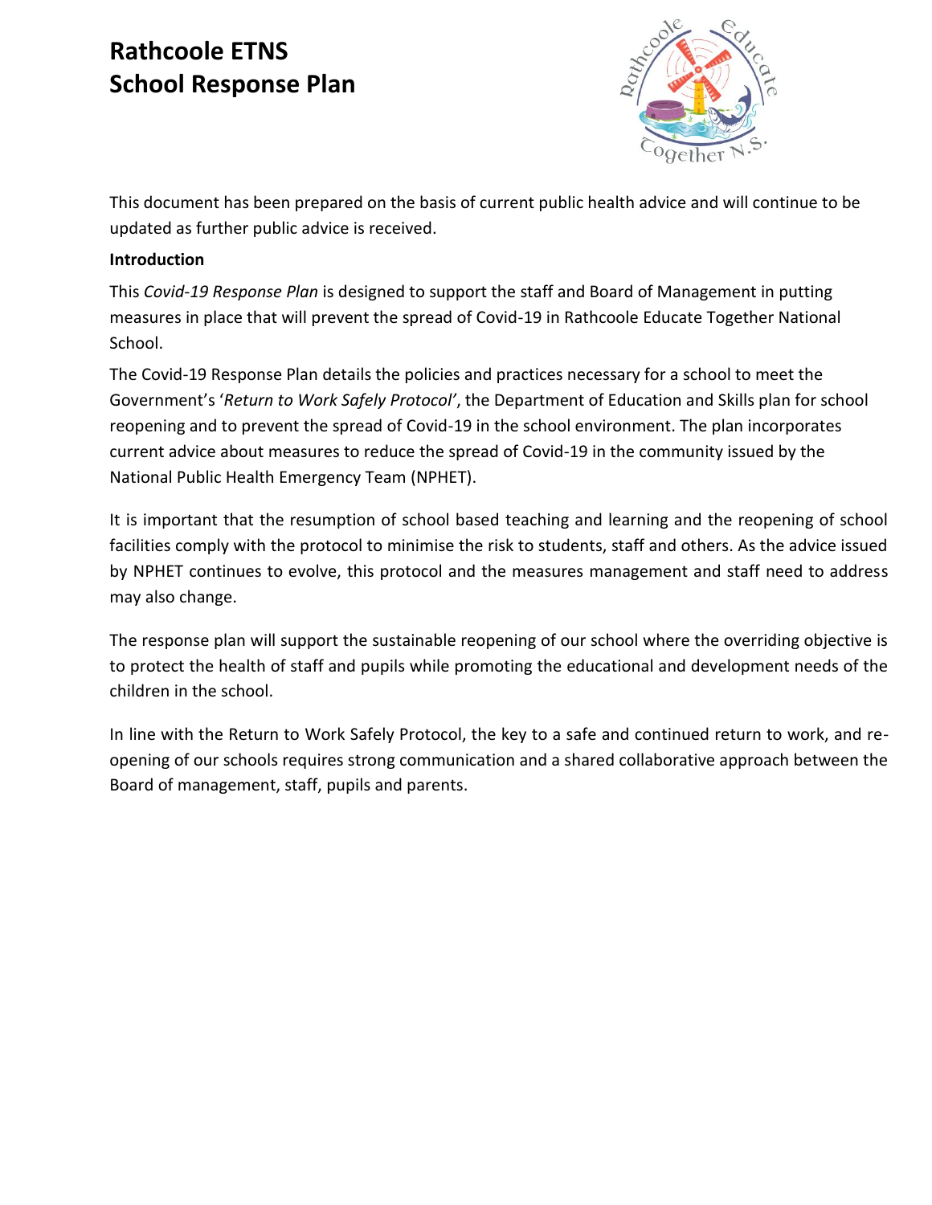# Rathcoole ETNS
# School Response Plan

This document has been prepared on the basis of current public health advice and will continue to be updated as further public advice is received.

**Introduction**

This *Covid-19 Response Plan* is designed to support the staff and Board of Management in putting measures in place that will prevent the spread of Covid-19 in Rathcoole Educate Together National School.

The Covid-19 Response Plan details the policies and practices necessary for a school to meet the Government's '*Return to Work Safely Protocol'*, the Department of Education and Skills plan for school reopening and to prevent the spread of Covid-19 in the school environment. The plan incorporates current advice about measures to reduce the spread of Covid-19 in the community issued by the National Public Health Emergency Team (NPHET).

It is important that the resumption of school based teaching and learning and the reopening of school facilities comply with the protocol to minimise the risk to students, staff and others. As the advice issued by NPHET continues to evolve, this protocol and the measures management and staff need to address may also change.

The response plan will support the sustainable reopening of our school where the overriding objective is to protect the health of staff and pupils while promoting the educational and development needs of the children in the school.

In line with the Return to Work Safely Protocol, the key to a safe and continued return to work, and re-opening of our schools requires strong communication and a shared collaborative approach between the Board of management, staff, pupils and parents.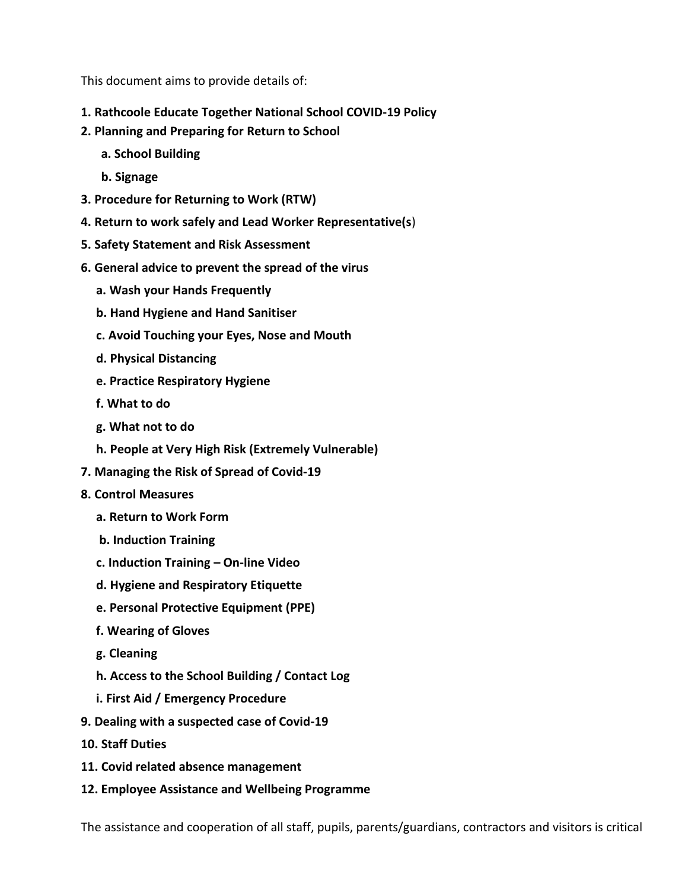This document aims to provide details of:

**1. Rathcoole Educate Together National School COVID-19 Policy**

**2. Planning and Preparing for Return to School**

- **a. School Building**
- **b. Signage**

**3. Procedure for Returning to Work (RTW)**

**4. Return to work safely and Lead Worker Representative(s)**

**5. Safety Statement and Risk Assessment**

**6. General advice to prevent the spread of the virus**

- **a. Wash your Hands Frequently**
- **b. Hand Hygiene and Hand Sanitiser**
- **c. Avoid Touching your Eyes, Nose and Mouth**
- **d. Physical Distancing**
- **e. Practice Respiratory Hygiene**
- **f. What to do**
- **g. What not to do**
- **h. People at Very High Risk (Extremely Vulnerable)**

**7. Managing the Risk of Spread of Covid-19**

**8. Control Measures**

- **a. Return to Work Form**
- **b. Induction Training**
- **c. Induction Training – On-line Video**
- **d. Hygiene and Respiratory Etiquette**
- **e. Personal Protective Equipment (PPE)**
- **f. Wearing of Gloves**
- **g. Cleaning**
- **h. Access to the School Building / Contact Log**
- **i. First Aid / Emergency Procedure**

**9. Dealing with a suspected case of Covid-19**

**10. Staff Duties**

**11. Covid related absence management**

**12. Employee Assistance and Wellbeing Programme**

The assistance and cooperation of all staff, pupils, parents/guardians, contractors and visitors is critical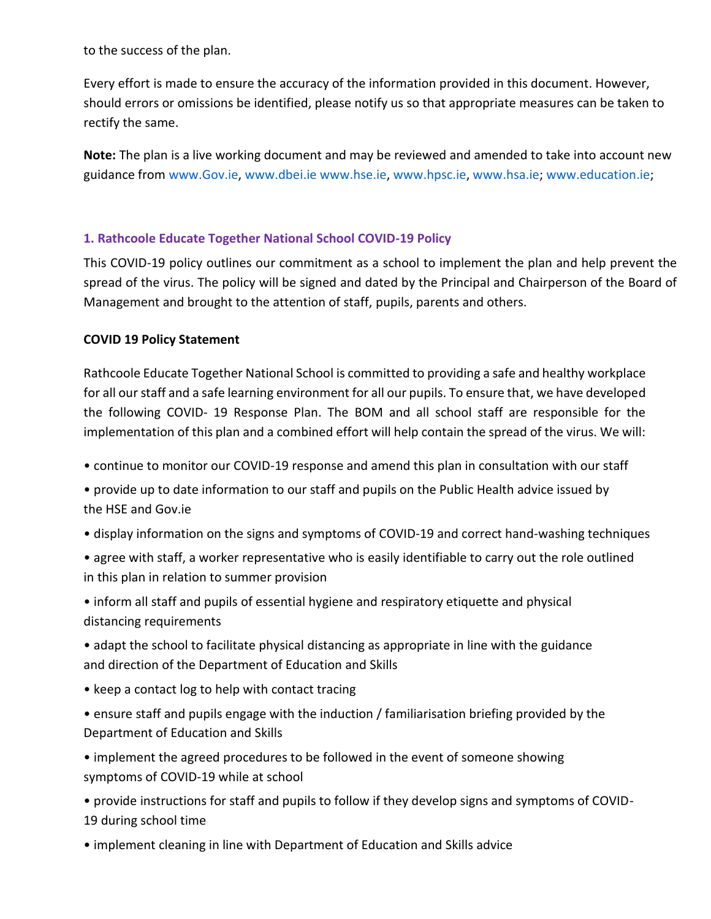to the success of the plan.

Every effort is made to ensure the accuracy of the information provided in this document. However, should errors or omissions be identified, please notify us so that appropriate measures can be taken to rectify the same.

**Note:** The plan is a live working document and may be reviewed and amended to take into account new guidance from www.Gov.ie, www.dbei.ie www.hse.ie, www.hpsc.ie, www.hsa.ie; www.education.ie;

## 1. Rathcoole Educate Together National School COVID-19 Policy

This COVID-19 policy outlines our commitment as a school to implement the plan and help prevent the spread of the virus. The policy will be signed and dated by the Principal and Chairperson of the Board of Management and brought to the attention of staff, pupils, parents and others.

**COVID 19 Policy Statement**

Rathcoole Educate Together National School is committed to providing a safe and healthy workplace for all our staff and a safe learning environment for all our pupils. To ensure that, we have developed the following COVID- 19 Response Plan. The BOM and all school staff are responsible for the implementation of this plan and a combined effort will help contain the spread of the virus. We will:

- continue to monitor our COVID-19 response and amend this plan in consultation with our staff
- provide up to date information to our staff and pupils on the Public Health advice issued by the HSE and Gov.ie
- display information on the signs and symptoms of COVID-19 and correct hand-washing techniques
- agree with staff, a worker representative who is easily identifiable to carry out the role outlined in this plan in relation to summer provision
- inform all staff and pupils of essential hygiene and respiratory etiquette and physical distancing requirements
- adapt the school to facilitate physical distancing as appropriate in line with the guidance and direction of the Department of Education and Skills
- keep a contact log to help with contact tracing
- ensure staff and pupils engage with the induction / familiarisation briefing provided by the Department of Education and Skills
- implement the agreed procedures to be followed in the event of someone showing symptoms of COVID-19 while at school
- provide instructions for staff and pupils to follow if they develop signs and symptoms of COVID-19 during school time
- implement cleaning in line with Department of Education and Skills advice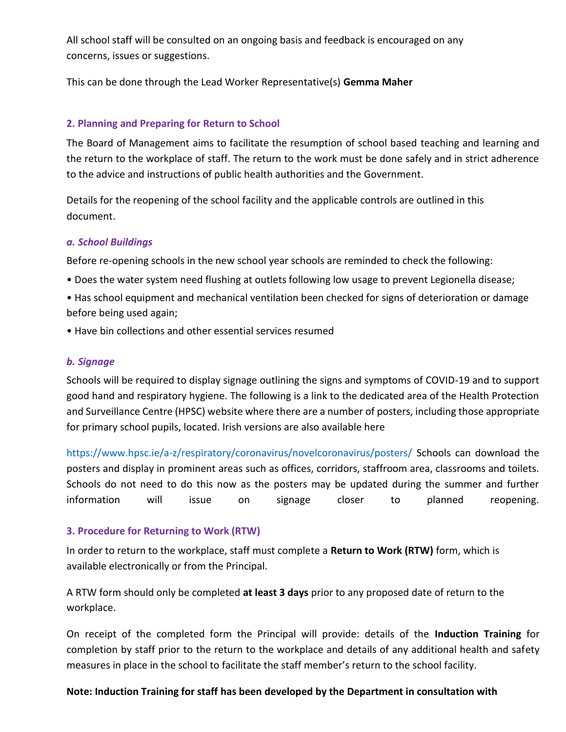All school staff will be consulted on an ongoing basis and feedback is encouraged on any concerns, issues or suggestions.

This can be done through the Lead Worker Representative(s) **Gemma Maher**

## 2. Planning and Preparing for Return to School

The Board of Management aims to facilitate the resumption of school based teaching and learning and the return to the workplace of staff. The return to the work must be done safely and in strict adherence to the advice and instructions of public health authorities and the Government.

Details for the reopening of the school facility and the applicable controls are outlined in this document.

### *a. School Buildings*

Before re-opening schools in the new school year schools are reminded to check the following:

- Does the water system need flushing at outlets following low usage to prevent Legionella disease;
- Has school equipment and mechanical ventilation been checked for signs of deterioration or damage before being used again;
- Have bin collections and other essential services resumed

### *b. Signage*

Schools will be required to display signage outlining the signs and symptoms of COVID-19 and to support good hand and respiratory hygiene. The following is a link to the dedicated area of the Health Protection and Surveillance Centre (HPSC) website where there are a number of posters, including those appropriate for primary school pupils, located. Irish versions are also available here

https://www.hpsc.ie/a-z/respiratory/coronavirus/novelcoronavirus/posters/ Schools can download the posters and display in prominent areas such as offices, corridors, staffroom area, classrooms and toilets. Schools do not need to do this now as the posters may be updated during the summer and further information will issue on signage closer to planned reopening.

## 3. Procedure for Returning to Work (RTW)

In order to return to the workplace, staff must complete a **Return to Work (RTW)** form, which is available electronically or from the Principal.

A RTW form should only be completed **at least 3 days** prior to any proposed date of return to the workplace.

On receipt of the completed form the Principal will provide: details of the **Induction Training** for completion by staff prior to the return to the workplace and details of any additional health and safety measures in place in the school to facilitate the staff member's return to the school facility.

**Note: Induction Training for staff has been developed by the Department in consultation with**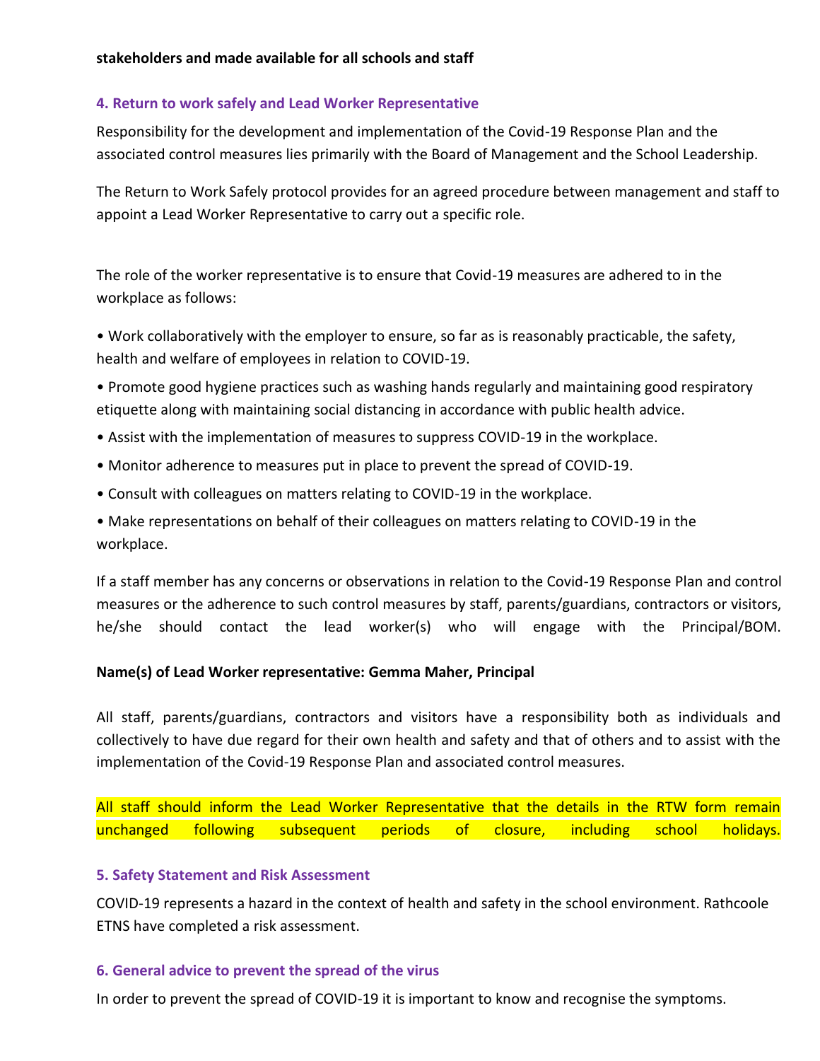**stakeholders and made available for all schools and staff**

## 4. Return to work safely and Lead Worker Representative

Responsibility for the development and implementation of the Covid-19 Response Plan and the associated control measures lies primarily with the Board of Management and the School Leadership.

The Return to Work Safely protocol provides for an agreed procedure between management and staff to appoint a Lead Worker Representative to carry out a specific role.

The role of the worker representative is to ensure that Covid-19 measures are adhered to in the workplace as follows:

- Work collaboratively with the employer to ensure, so far as is reasonably practicable, the safety, health and welfare of employees in relation to COVID-19.
- Promote good hygiene practices such as washing hands regularly and maintaining good respiratory etiquette along with maintaining social distancing in accordance with public health advice.
- Assist with the implementation of measures to suppress COVID-19 in the workplace.
- Monitor adherence to measures put in place to prevent the spread of COVID-19.
- Consult with colleagues on matters relating to COVID-19 in the workplace.
- Make representations on behalf of their colleagues on matters relating to COVID-19 in the workplace.

If a staff member has any concerns or observations in relation to the Covid-19 Response Plan and control measures or the adherence to such control measures by staff, parents/guardians, contractors or visitors, he/she should contact the lead worker(s) who will engage with the Principal/BOM.

**Name(s) of Lead Worker representative: Gemma Maher, Principal**

All staff, parents/guardians, contractors and visitors have a responsibility both as individuals and collectively to have due regard for their own health and safety and that of others and to assist with the implementation of the Covid-19 Response Plan and associated control measures.

All staff should inform the Lead Worker Representative that the details in the RTW form remain unchanged following subsequent periods of closure, including school holidays.

## 5. Safety Statement and Risk Assessment

COVID-19 represents a hazard in the context of health and safety in the school environment. Rathcoole ETNS have completed a risk assessment.

## 6. General advice to prevent the spread of the virus

In order to prevent the spread of COVID-19 it is important to know and recognise the symptoms.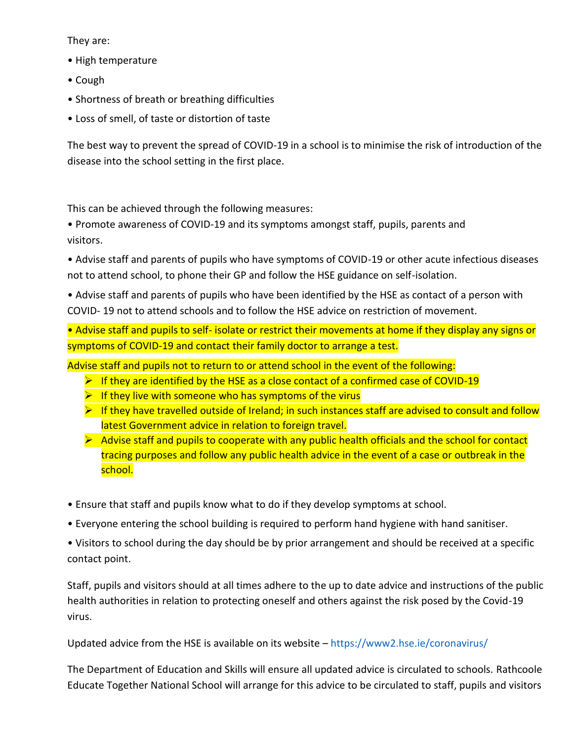They are:

• High temperature

• Cough

• Shortness of breath or breathing difficulties

• Loss of smell, of taste or distortion of taste

The best way to prevent the spread of COVID-19 in a school is to minimise the risk of introduction of the disease into the school setting in the first place.

This can be achieved through the following measures:

• Promote awareness of COVID-19 and its symptoms amongst staff, pupils, parents and visitors.

• Advise staff and parents of pupils who have symptoms of COVID-19 or other acute infectious diseases not to attend school, to phone their GP and follow the HSE guidance on self-isolation.

• Advise staff and parents of pupils who have been identified by the HSE as contact of a person with COVID- 19 not to attend schools and to follow the HSE advice on restriction of movement.

• Advise staff and pupils to self- isolate or restrict their movements at home if they display any signs or symptoms of COVID-19 and contact their family doctor to arrange a test.

Advise staff and pupils not to return to or attend school in the event of the following:

- If they are identified by the HSE as a close contact of a confirmed case of COVID-19
- If they live with someone who has symptoms of the virus
- If they have travelled outside of Ireland; in such instances staff are advised to consult and follow latest Government advice in relation to foreign travel.
- Advise staff and pupils to cooperate with any public health officials and the school for contact tracing purposes and follow any public health advice in the event of a case or outbreak in the school.

• Ensure that staff and pupils know what to do if they develop symptoms at school.

• Everyone entering the school building is required to perform hand hygiene with hand sanitiser.

• Visitors to school during the day should be by prior arrangement and should be received at a specific contact point.

Staff, pupils and visitors should at all times adhere to the up to date advice and instructions of the public health authorities in relation to protecting oneself and others against the risk posed by the Covid-19 virus.

Updated advice from the HSE is available on its website – https://www2.hse.ie/coronavirus/

The Department of Education and Skills will ensure all updated advice is circulated to schools. Rathcoole Educate Together National School will arrange for this advice to be circulated to staff, pupils and visitors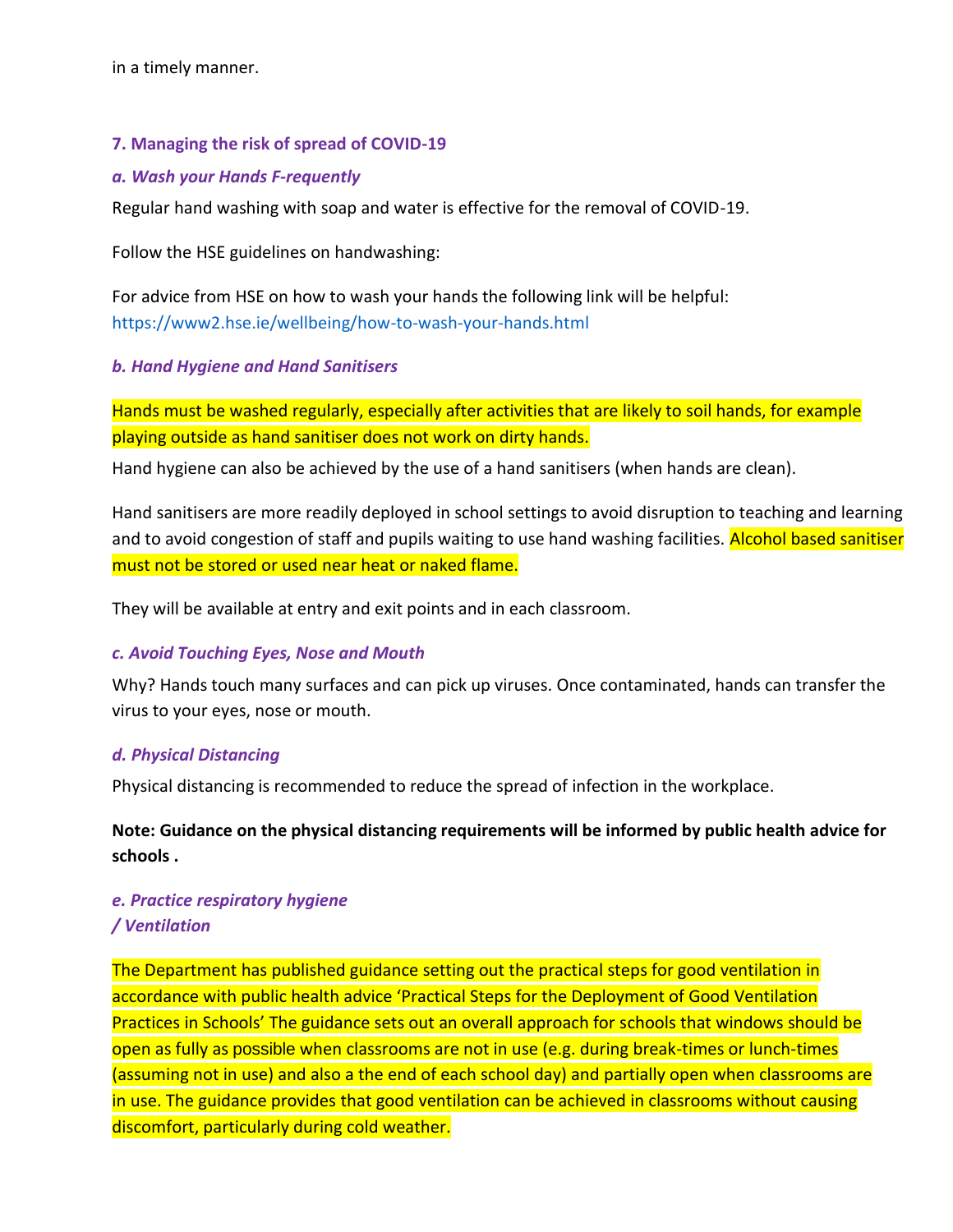in a timely manner.

## 7. Managing the risk of spread of COVID-19

### *a. Wash your Hands F-requently*

Regular hand washing with soap and water is effective for the removal of COVID-19.

Follow the HSE guidelines on handwashing:

For advice from HSE on how to wash your hands the following link will be helpful: https://www2.hse.ie/wellbeing/how-to-wash-your-hands.html

### *b. Hand Hygiene and Hand Sanitisers*

Hands must be washed regularly, especially after activities that are likely to soil hands, for example playing outside as hand sanitiser does not work on dirty hands.

Hand hygiene can also be achieved by the use of a hand sanitisers (when hands are clean).

Hand sanitisers are more readily deployed in school settings to avoid disruption to teaching and learning and to avoid congestion of staff and pupils waiting to use hand washing facilities. Alcohol based sanitiser must not be stored or used near heat or naked flame.

They will be available at entry and exit points and in each classroom.

### *c. Avoid Touching Eyes, Nose and Mouth*

Why? Hands touch many surfaces and can pick up viruses. Once contaminated, hands can transfer the virus to your eyes, nose or mouth.

### *d. Physical Distancing*

Physical distancing is recommended to reduce the spread of infection in the workplace.

**Note: Guidance on the physical distancing requirements will be informed by public health advice for schools .**

### *e. Practice respiratory hygiene / Ventilation*

The Department has published guidance setting out the practical steps for good ventilation in accordance with public health advice 'Practical Steps for the Deployment of Good Ventilation Practices in Schools' The guidance sets out an overall approach for schools that windows should be open as fully as possible when classrooms are not in use (e.g. during break-times or lunch-times (assuming not in use) and also a the end of each school day) and partially open when classrooms are in use. The guidance provides that good ventilation can be achieved in classrooms without causing discomfort, particularly during cold weather.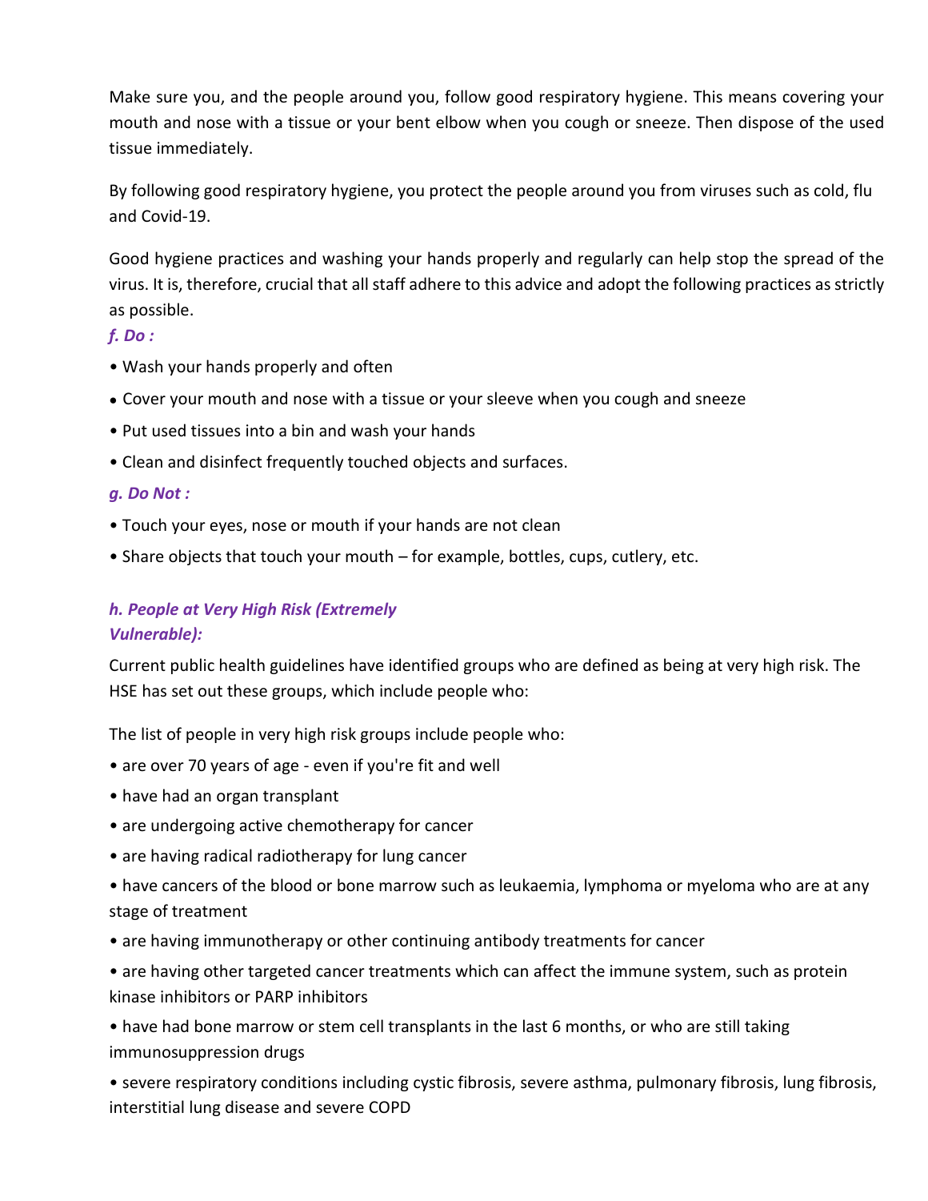Make sure you, and the people around you, follow good respiratory hygiene. This means covering your mouth and nose with a tissue or your bent elbow when you cough or sneeze. Then dispose of the used tissue immediately.

By following good respiratory hygiene, you protect the people around you from viruses such as cold, flu and Covid-19.

Good hygiene practices and washing your hands properly and regularly can help stop the spread of the virus. It is, therefore, crucial that all staff adhere to this advice and adopt the following practices as strictly as possible.

### *f. Do :*

- Wash your hands properly and often
- Cover your mouth and nose with a tissue or your sleeve when you cough and sneeze
- Put used tissues into a bin and wash your hands
- Clean and disinfect frequently touched objects and surfaces.

### *g. Do Not :*

- Touch your eyes, nose or mouth if your hands are not clean
- Share objects that touch your mouth – for example, bottles, cups, cutlery, etc.

### *h. People at Very High Risk (Extremely Vulnerable):*

Current public health guidelines have identified groups who are defined as being at very high risk. The HSE has set out these groups, which include people who:

The list of people in very high risk groups include people who:

- are over 70 years of age - even if you're fit and well
- have had an organ transplant
- are undergoing active chemotherapy for cancer
- are having radical radiotherapy for lung cancer
- have cancers of the blood or bone marrow such as leukaemia, lymphoma or myeloma who are at any stage of treatment
- are having immunotherapy or other continuing antibody treatments for cancer
- are having other targeted cancer treatments which can affect the immune system, such as protein kinase inhibitors or PARP inhibitors
- have had bone marrow or stem cell transplants in the last 6 months, or who are still taking immunosuppression drugs
- severe respiratory conditions including cystic fibrosis, severe asthma, pulmonary fibrosis, lung fibrosis, interstitial lung disease and severe COPD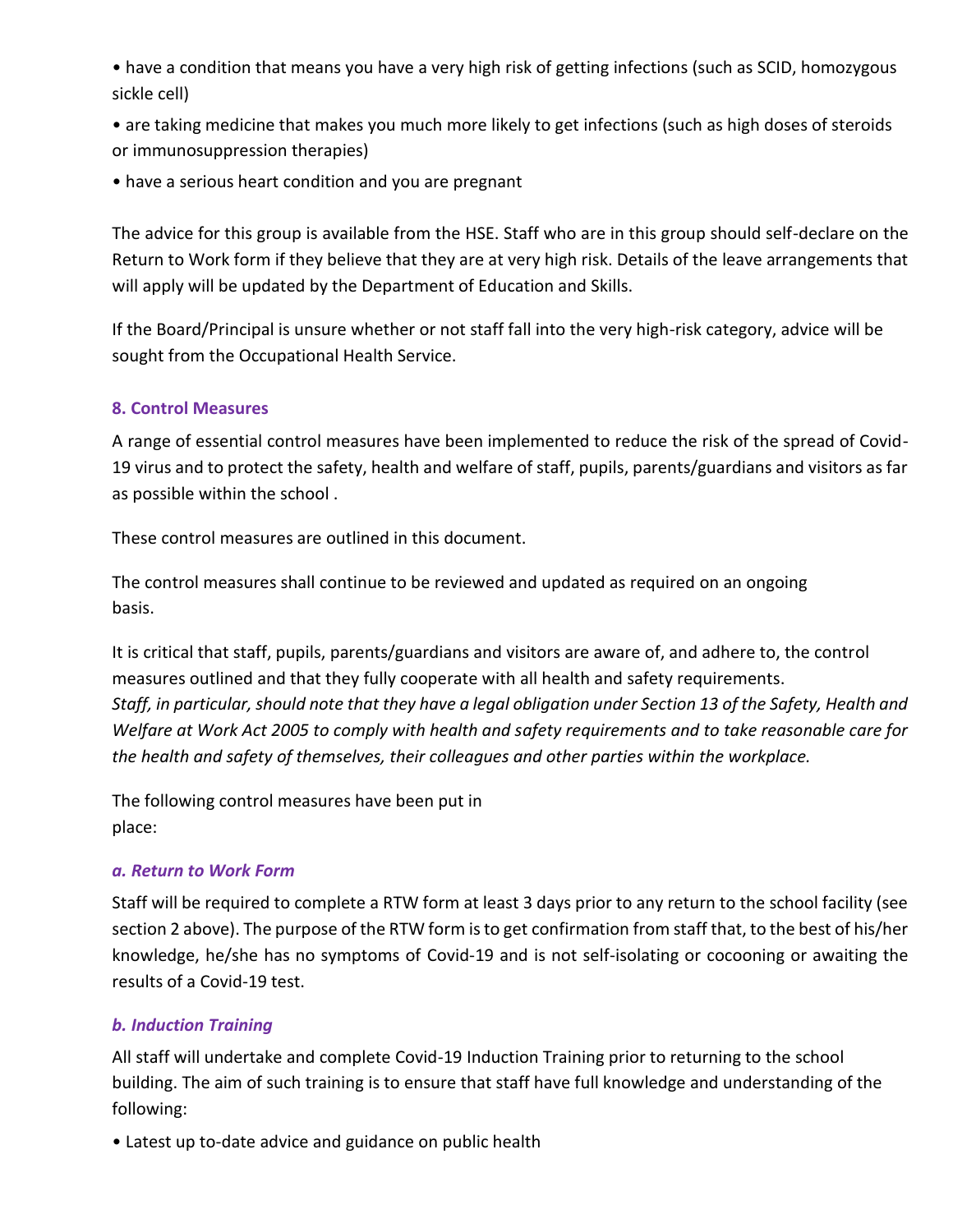- have a condition that means you have a very high risk of getting infections (such as SCID, homozygous sickle cell)
- are taking medicine that makes you much more likely to get infections (such as high doses of steroids or immunosuppression therapies)
- have a serious heart condition and you are pregnant

The advice for this group is available from the HSE. Staff who are in this group should self-declare on the Return to Work form if they believe that they are at very high risk. Details of the leave arrangements that will apply will be updated by the Department of Education and Skills.

If the Board/Principal is unsure whether or not staff fall into the very high-risk category, advice will be sought from the Occupational Health Service.

### 8. Control Measures

A range of essential control measures have been implemented to reduce the risk of the spread of Covid-19 virus and to protect the safety, health and welfare of staff, pupils, parents/guardians and visitors as far as possible within the school .

These control measures are outlined in this document.

The control measures shall continue to be reviewed and updated as required on an ongoing basis.

It is critical that staff, pupils, parents/guardians and visitors are aware of, and adhere to, the control measures outlined and that they fully cooperate with all health and safety requirements. *Staff, in particular, should note that they have a legal obligation under Section 13 of the Safety, Health and Welfare at Work Act 2005 to comply with health and safety requirements and to take reasonable care for the health and safety of themselves, their colleagues and other parties within the workplace.*

The following control measures have been put in place:

#### *a. Return to Work Form*

Staff will be required to complete a RTW form at least 3 days prior to any return to the school facility (see section 2 above). The purpose of the RTW form is to get confirmation from staff that, to the best of his/her knowledge, he/she has no symptoms of Covid-19 and is not self-isolating or cocooning or awaiting the results of a Covid-19 test.

#### *b. Induction Training*

All staff will undertake and complete Covid-19 Induction Training prior to returning to the school building. The aim of such training is to ensure that staff have full knowledge and understanding of the following:

- Latest up to-date advice and guidance on public health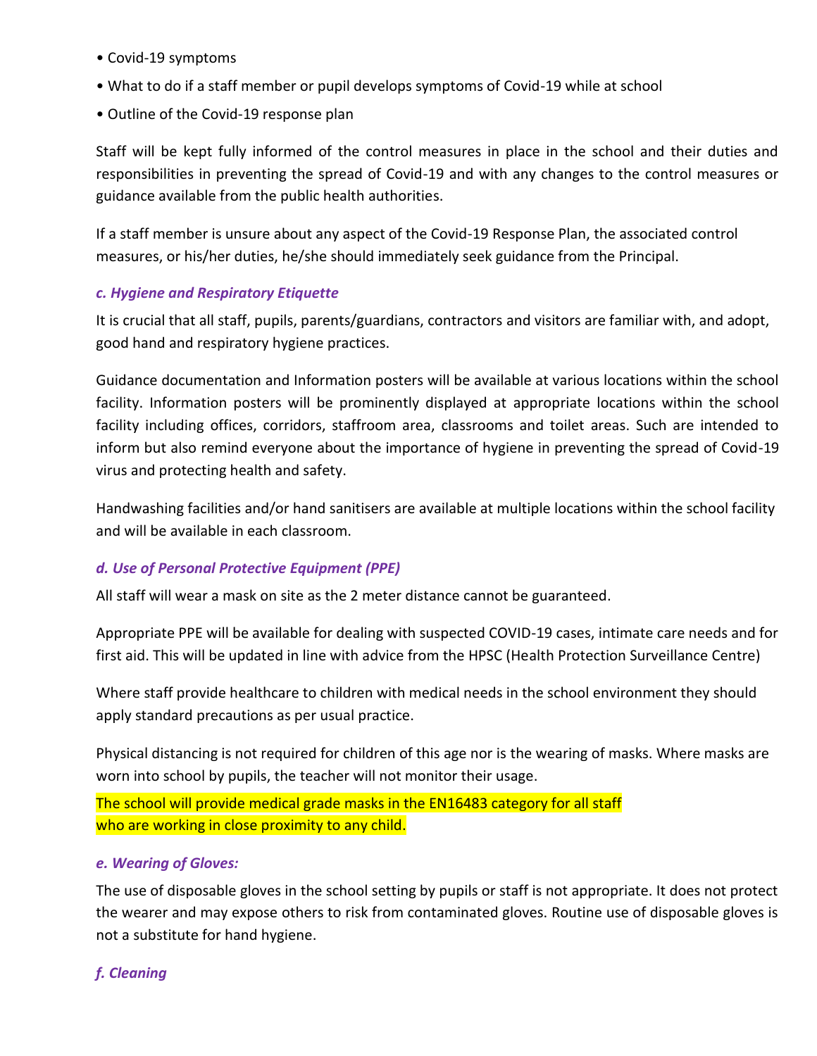- Covid-19 symptoms
- What to do if a staff member or pupil develops symptoms of Covid-19 while at school
- Outline of the Covid-19 response plan

Staff will be kept fully informed of the control measures in place in the school and their duties and responsibilities in preventing the spread of Covid-19 and with any changes to the control measures or guidance available from the public health authorities.

If a staff member is unsure about any aspect of the Covid-19 Response Plan, the associated control measures, or his/her duties, he/she should immediately seek guidance from the Principal.

### *c. Hygiene and Respiratory Etiquette*

It is crucial that all staff, pupils, parents/guardians, contractors and visitors are familiar with, and adopt, good hand and respiratory hygiene practices.

Guidance documentation and Information posters will be available at various locations within the school facility. Information posters will be prominently displayed at appropriate locations within the school facility including offices, corridors, staffroom area, classrooms and toilet areas. Such are intended to inform but also remind everyone about the importance of hygiene in preventing the spread of Covid-19 virus and protecting health and safety.

Handwashing facilities and/or hand sanitisers are available at multiple locations within the school facility and will be available in each classroom.

### *d. Use of Personal Protective Equipment (PPE)*

All staff will wear a mask on site as the 2 meter distance cannot be guaranteed.

Appropriate PPE will be available for dealing with suspected COVID-19 cases, intimate care needs and for first aid. This will be updated in line with advice from the HPSC (Health Protection Surveillance Centre)

Where staff provide healthcare to children with medical needs in the school environment they should apply standard precautions as per usual practice.

Physical distancing is not required for children of this age nor is the wearing of masks. Where masks are worn into school by pupils, the teacher will not monitor their usage.

The school will provide medical grade masks in the EN16483 category for all staff who are working in close proximity to any child.

### *e. Wearing of Gloves:*

The use of disposable gloves in the school setting by pupils or staff is not appropriate. It does not protect the wearer and may expose others to risk from contaminated gloves. Routine use of disposable gloves is not a substitute for hand hygiene.

### *f. Cleaning*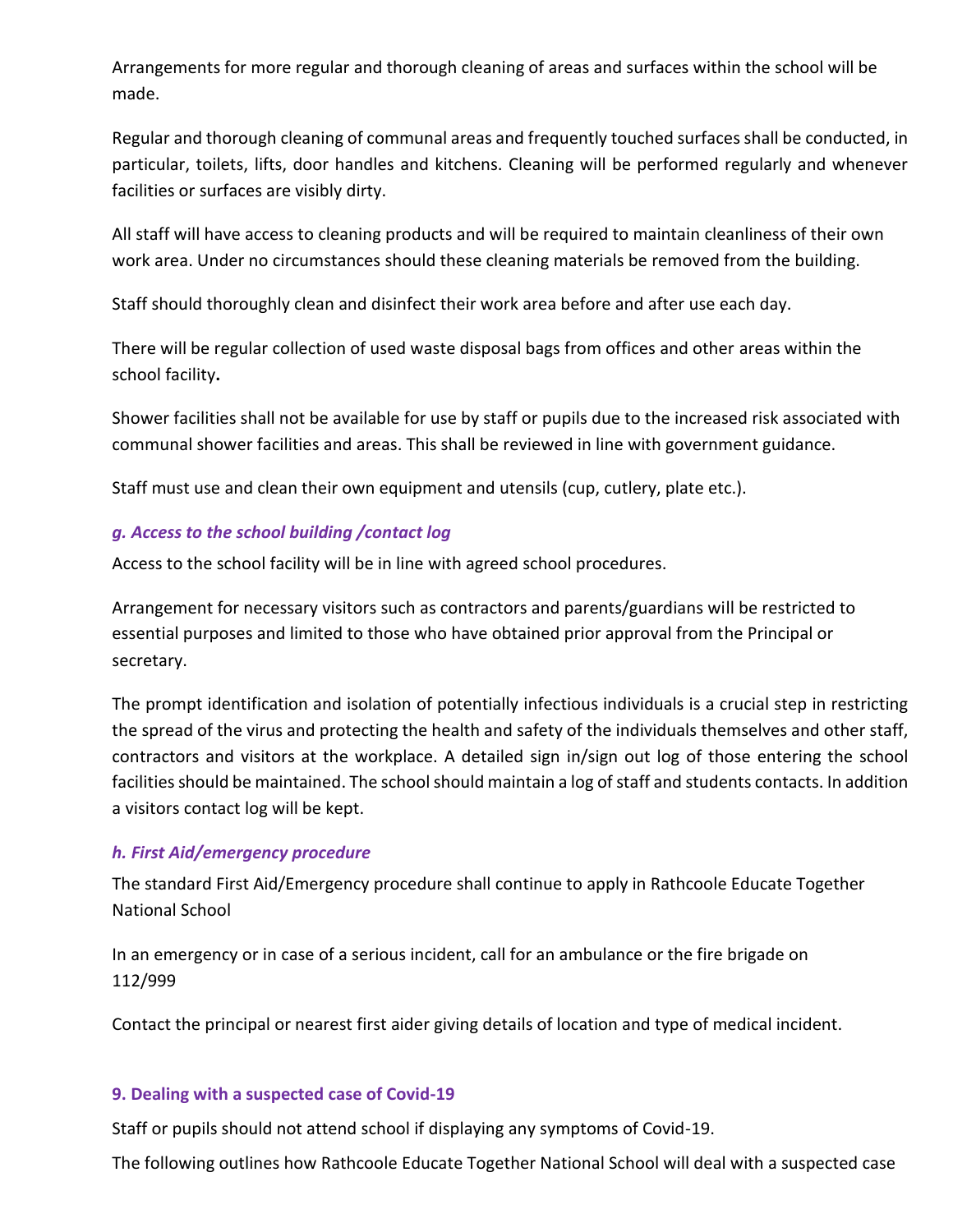Arrangements for more regular and thorough cleaning of areas and surfaces within the school will be made.

Regular and thorough cleaning of communal areas and frequently touched surfaces shall be conducted, in particular, toilets, lifts, door handles and kitchens. Cleaning will be performed regularly and whenever facilities or surfaces are visibly dirty.

All staff will have access to cleaning products and will be required to maintain cleanliness of their own work area. Under no circumstances should these cleaning materials be removed from the building.

Staff should thoroughly clean and disinfect their work area before and after use each day.

There will be regular collection of used waste disposal bags from offices and other areas within the school facility**.**

Shower facilities shall not be available for use by staff or pupils due to the increased risk associated with communal shower facilities and areas. This shall be reviewed in line with government guidance.

Staff must use and clean their own equipment and utensils (cup, cutlery, plate etc.).

### *g. Access to the school building /contact log*

Access to the school facility will be in line with agreed school procedures.

Arrangement for necessary visitors such as contractors and parents/guardians will be restricted to essential purposes and limited to those who have obtained prior approval from the Principal or secretary.

The prompt identification and isolation of potentially infectious individuals is a crucial step in restricting the spread of the virus and protecting the health and safety of the individuals themselves and other staff, contractors and visitors at the workplace. A detailed sign in/sign out log of those entering the school facilities should be maintained. The school should maintain a log of staff and students contacts. In addition a visitors contact log will be kept.

### *h. First Aid/emergency procedure*

The standard First Aid/Emergency procedure shall continue to apply in Rathcoole Educate Together National School

In an emergency or in case of a serious incident, call for an ambulance or the fire brigade on 112/999

Contact the principal or nearest first aider giving details of location and type of medical incident.

## 9. Dealing with a suspected case of Covid-19

Staff or pupils should not attend school if displaying any symptoms of Covid-19.

The following outlines how Rathcoole Educate Together National School will deal with a suspected case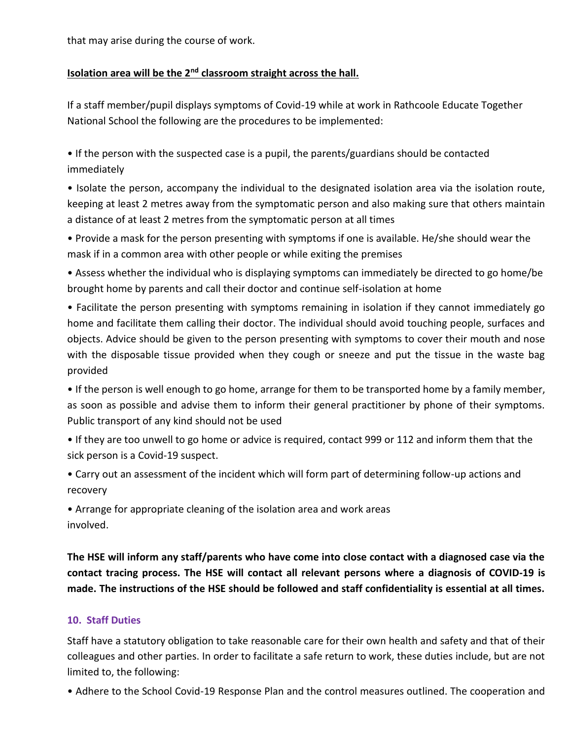that may arise during the course of work.

**Isolation area will be the 2nd classroom straight across the hall.**

If a staff member/pupil displays symptoms of Covid-19 while at work in Rathcoole Educate Together National School the following are the procedures to be implemented:

- If the person with the suspected case is a pupil, the parents/guardians should be contacted immediately
- Isolate the person, accompany the individual to the designated isolation area via the isolation route, keeping at least 2 metres away from the symptomatic person and also making sure that others maintain a distance of at least 2 metres from the symptomatic person at all times
- Provide a mask for the person presenting with symptoms if one is available. He/she should wear the mask if in a common area with other people or while exiting the premises
- Assess whether the individual who is displaying symptoms can immediately be directed to go home/be brought home by parents and call their doctor and continue self-isolation at home
- Facilitate the person presenting with symptoms remaining in isolation if they cannot immediately go home and facilitate them calling their doctor. The individual should avoid touching people, surfaces and objects. Advice should be given to the person presenting with symptoms to cover their mouth and nose with the disposable tissue provided when they cough or sneeze and put the tissue in the waste bag provided
- If the person is well enough to go home, arrange for them to be transported home by a family member, as soon as possible and advise them to inform their general practitioner by phone of their symptoms. Public transport of any kind should not be used
- If they are too unwell to go home or advice is required, contact 999 or 112 and inform them that the sick person is a Covid-19 suspect.
- Carry out an assessment of the incident which will form part of determining follow-up actions and recovery
- Arrange for appropriate cleaning of the isolation area and work areas involved.

**The HSE will inform any staff/parents who have come into close contact with a diagnosed case via the contact tracing process. The HSE will contact all relevant persons where a diagnosis of COVID-19 is made. The instructions of the HSE should be followed and staff confidentiality is essential at all times.**

## 10. Staff Duties

Staff have a statutory obligation to take reasonable care for their own health and safety and that of their colleagues and other parties. In order to facilitate a safe return to work, these duties include, but are not limited to, the following:

- Adhere to the School Covid-19 Response Plan and the control measures outlined. The cooperation and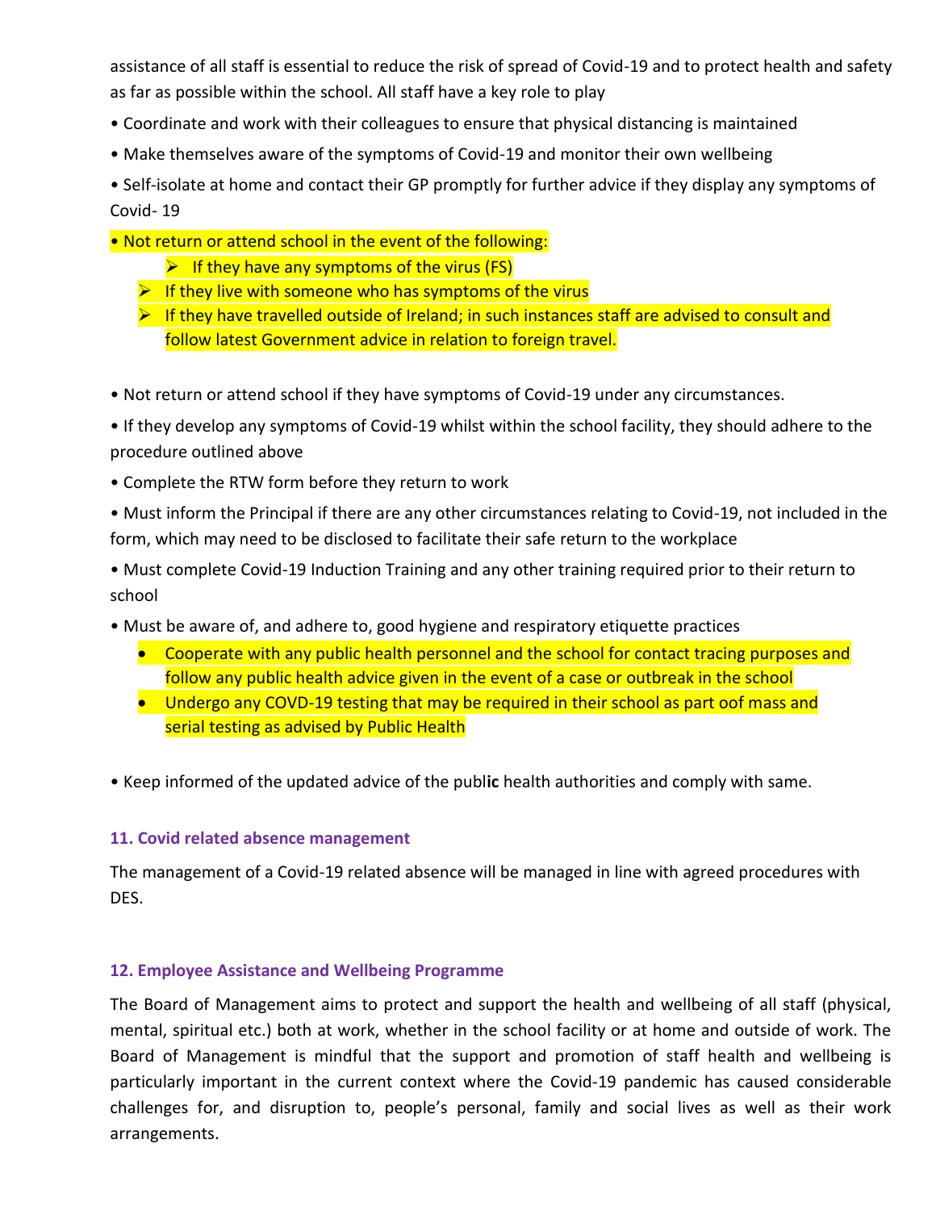assistance of all staff is essential to reduce the risk of spread of Covid-19 and to protect health and safety as far as possible within the school. All staff have a key role to play

- Coordinate and work with their colleagues to ensure that physical distancing is maintained
- Make themselves aware of the symptoms of Covid-19 and monitor their own wellbeing
- Self-isolate at home and contact their GP promptly for further advice if they display any symptoms of Covid- 19
- Not return or attend school in the event of the following:
  - If they have any symptoms of the virus (FS)
  - If they live with someone who has symptoms of the virus
  - If they have travelled outside of Ireland; in such instances staff are advised to consult and follow latest Government advice in relation to foreign travel.

- Not return or attend school if they have symptoms of Covid-19 under any circumstances.
- If they develop any symptoms of Covid-19 whilst within the school facility, they should adhere to the procedure outlined above
- Complete the RTW form before they return to work
- Must inform the Principal if there are any other circumstances relating to Covid-19, not included in the form, which may need to be disclosed to facilitate their safe return to the workplace
- Must complete Covid-19 Induction Training and any other training required prior to their return to school
- Must be aware of, and adhere to, good hygiene and respiratory etiquette practices
  - Cooperate with any public health personnel and the school for contact tracing purposes and follow any public health advice given in the event of a case or outbreak in the school
  - Undergo any COVD-19 testing that may be required in their school as part oof mass and serial testing as advised by Public Health

- Keep informed of the updated advice of the public health authorities and comply with same.

### 11. Covid related absence management

The management of a Covid-19 related absence will be managed in line with agreed procedures with DES.

### 12. Employee Assistance and Wellbeing Programme

The Board of Management aims to protect and support the health and wellbeing of all staff (physical, mental, spiritual etc.) both at work, whether in the school facility or at home and outside of work. The Board of Management is mindful that the support and promotion of staff health and wellbeing is particularly important in the current context where the Covid-19 pandemic has caused considerable challenges for, and disruption to, people's personal, family and social lives as well as their work arrangements.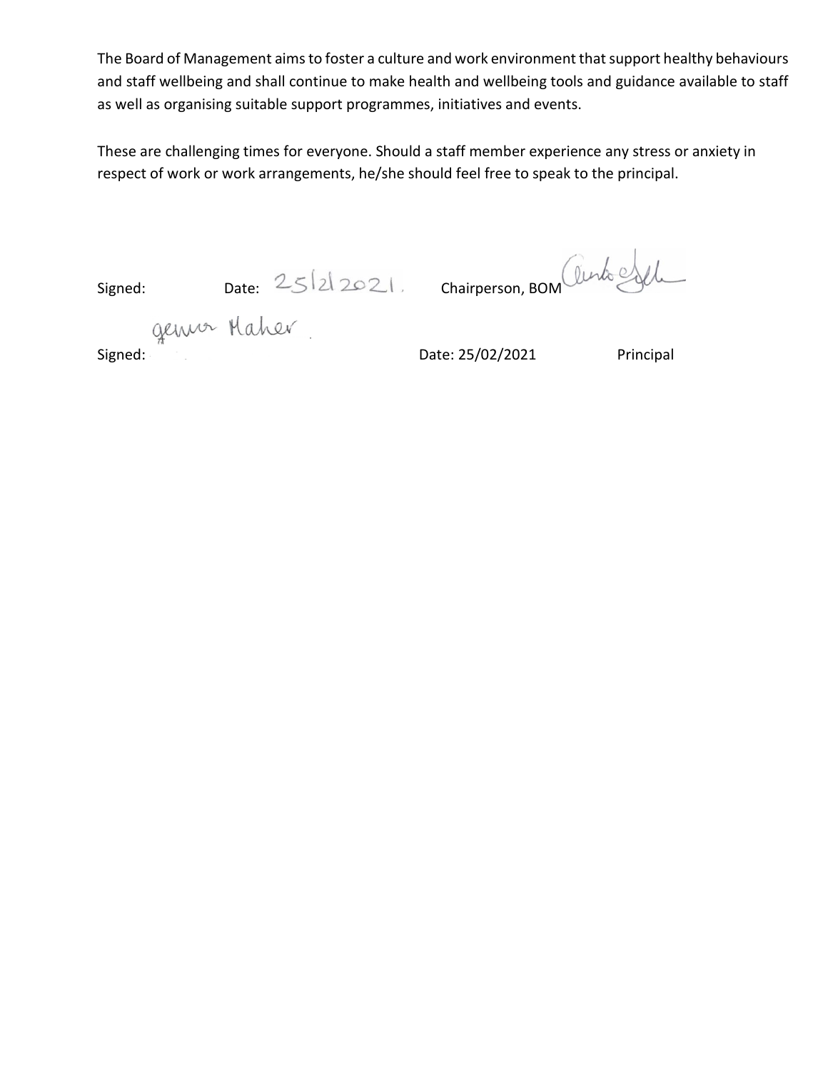The Board of Management aims to foster a culture and work environment that support healthy behaviours and staff wellbeing and shall continue to make health and wellbeing tools and guidance available to staff as well as organising suitable support programmes, initiatives and events.

These are challenging times for everyone. Should a staff member experience any stress or anxiety in respect of work or work arrangements, he/she should feel free to speak to the principal.

Signed: Date: 25/2/2021. Chairperson, BOM

Signed: Gemma Maher Date: 25/02/2021 Principal